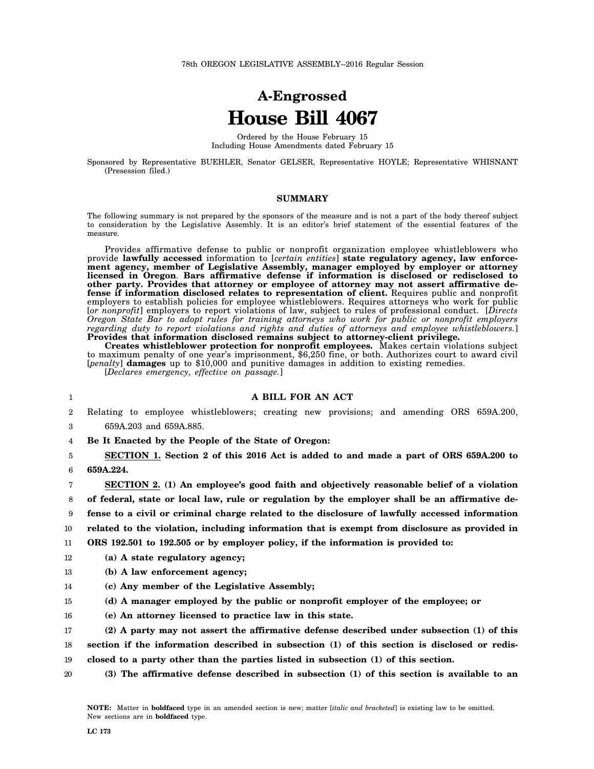78th OREGON LEGISLATIVE ASSEMBLY--2016 Regular Session

# A-Engrossed
# House Bill 4067

Ordered by the House February 15
Including House Amendments dated February 15

Sponsored by Representative BUEHLER, Senator GELSER, Representative HOYLE; Representative WHISNANT (Presession filed.)

## SUMMARY

The following summary is not prepared by the sponsors of the measure and is not a part of the body thereof subject to consideration by the Legislative Assembly. It is an editor's brief statement of the essential features of the measure.

Provides affirmative defense to public or nonprofit organization employee whistleblowers who provide **lawfully accessed** information to [*certain entities*] **state regulatory agency, law enforcement agency, member of Legislative Assembly, manager employed by employer or attorney licensed in Oregon**. **Bars affirmative defense if information is disclosed or redisclosed to other party. Provides that attorney or employee of attorney may not assert affirmative defense if information disclosed relates to representation of client.** Requires public and nonprofit employers to establish policies for employee whistleblowers. Requires attorneys who work for public [*or nonprofit*] employers to report violations of law, subject to rules of professional conduct. [*Directs Oregon State Bar to adopt rules for training attorneys who work for public or nonprofit employers regarding duty to report violations and rights and duties of attorneys and employee whistleblowers.*] **Provides that information disclosed remains subject to attorney-client privilege.**

**Creates whistleblower protection for nonprofit employees.** Makes certain violations subject to maximum penalty of one year's imprisonment, $6,250 fine, or both. Authorizes court to award civil [*penalty*] **damages** up to $10,000 and punitive damages in addition to existing remedies.

[*Declares emergency, effective on passage.*]

## A BILL FOR AN ACT

Relating to employee whistleblowers; creating new provisions; and amending ORS 659A.200, 659A.203 and 659A.885.

**Be It Enacted by the People of the State of Oregon:**

**SECTION 1. Section 2 of this 2016 Act is added to and made a part of ORS 659A.200 to 659A.224.**

**SECTION 2. (1) An employee's good faith and objectively reasonable belief of a violation of federal, state or local law, rule or regulation by the employer shall be an affirmative defense to a civil or criminal charge related to the disclosure of lawfully accessed information related to the violation, including information that is exempt from disclosure as provided in ORS 192.501 to 192.505 or by employer policy, if the information is provided to:**

**(a) A state regulatory agency;**

**(b) A law enforcement agency;**

**(c) Any member of the Legislative Assembly;**

**(d) A manager employed by the public or nonprofit employer of the employee; or**

**(e) An attorney licensed to practice law in this state.**

**(2) A party may not assert the affirmative defense described under subsection (1) of this section if the information described in subsection (1) of this section is disclosed or redisclosed to a party other than the parties listed in subsection (1) of this section.**

**(3) The affirmative defense described in subsection (1) of this section is available to an**

NOTE: Matter in **boldfaced** type in an amended section is new; matter [*italic and bracketed*] is existing law to be omitted. New sections are in **boldfaced** type.

LC 173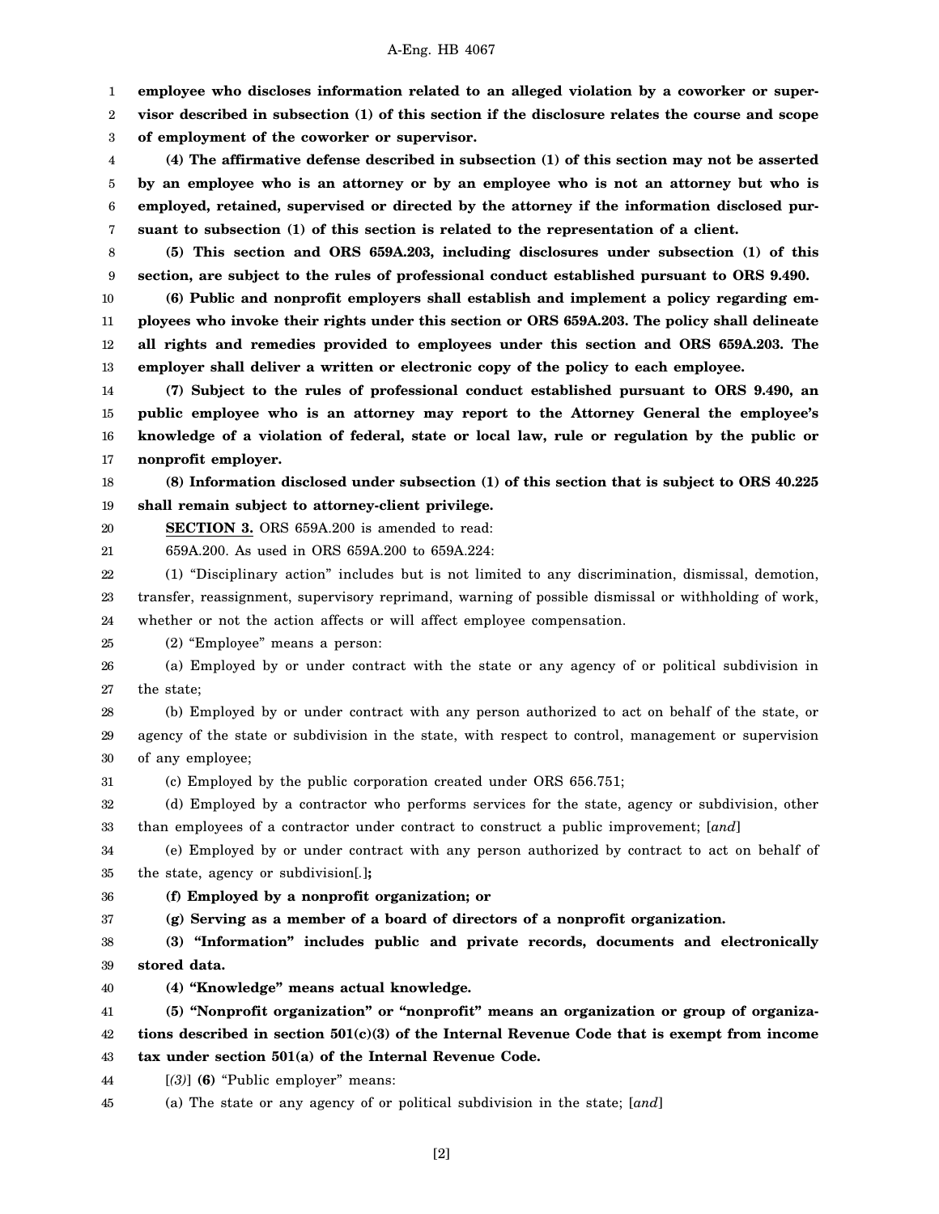**employee who discloses information related to an alleged violation by a coworker or supervisor described in subsection (1) of this section if the disclosure relates the course and scope of employment of the coworker or supervisor.**

**(4) The affirmative defense described in subsection (1) of this section may not be asserted by an employee who is an attorney or by an employee who is not an attorney but who is employed, retained, supervised or directed by the attorney if the information disclosed pursuant to subsection (1) of this section is related to the representation of a client.**

**(5) This section and ORS 659A.203, including disclosures under subsection (1) of this section, are subject to the rules of professional conduct established pursuant to ORS 9.490.**

**(6) Public and nonprofit employers shall establish and implement a policy regarding employees who invoke their rights under this section or ORS 659A.203. The policy shall delineate all rights and remedies provided to employees under this section and ORS 659A.203. The employer shall deliver a written or electronic copy of the policy to each employee.**

**(7) Subject to the rules of professional conduct established pursuant to ORS 9.490, an public employee who is an attorney may report to the Attorney General the employee's knowledge of a violation of federal, state or local law, rule or regulation by the public or nonprofit employer.**

**(8) Information disclosed under subsection (1) of this section that is subject to ORS 40.225 shall remain subject to attorney-client privilege.**

**SECTION 3.** ORS 659A.200 is amended to read:

659A.200. As used in ORS 659A.200 to 659A.224:

(1) "Disciplinary action" includes but is not limited to any discrimination, dismissal, demotion, transfer, reassignment, supervisory reprimand, warning of possible dismissal or withholding of work, whether or not the action affects or will affect employee compensation.

(2) "Employee" means a person:

(a) Employed by or under contract with the state or any agency of or political subdivision in the state;

(b) Employed by or under contract with any person authorized to act on behalf of the state, or agency of the state or subdivision in the state, with respect to control, management or supervision of any employee;

(c) Employed by the public corporation created under ORS 656.751;

(d) Employed by a contractor who performs services for the state, agency or subdivision, other than employees of a contractor under contract to construct a public improvement; [*and*]

(e) Employed by or under contract with any person authorized by contract to act on behalf of the state, agency or subdivision[*.*]**;**

**(f) Employed by a nonprofit organization; or**

**(g) Serving as a member of a board of directors of a nonprofit organization.**

**(3) "Information" includes public and private records, documents and electronically stored data.**

**(4) "Knowledge" means actual knowledge.**

**(5) "Nonprofit organization" or "nonprofit" means an organization or group of organizations described in section 501(c)(3) of the Internal Revenue Code that is exempt from income tax under section 501(a) of the Internal Revenue Code.**

[*(3)*] **(6)** "Public employer" means:

(a) The state or any agency of or political subdivision in the state; [*and*]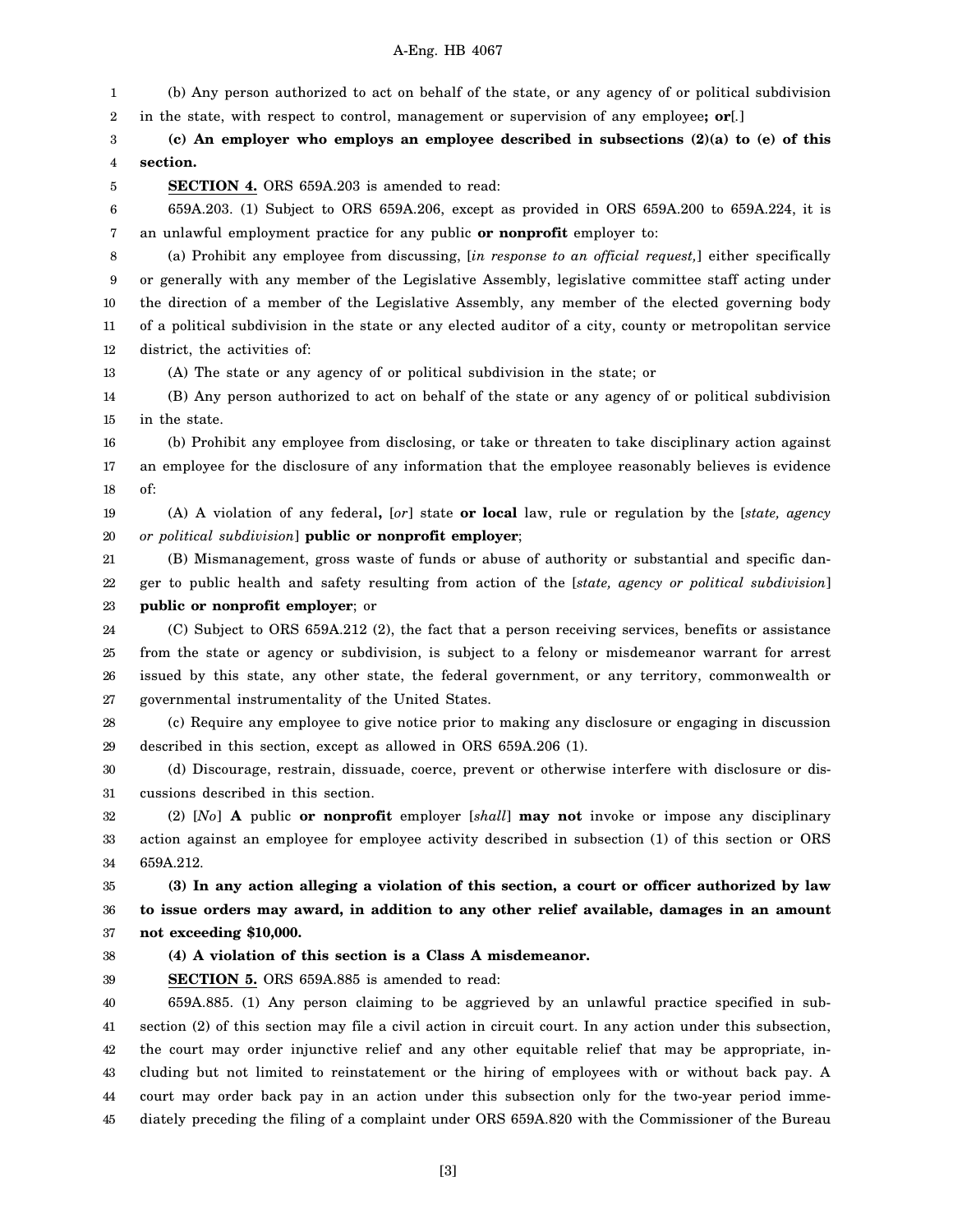(b) Any person authorized to act on behalf of the state, or any agency of or political subdivision in the state, with respect to control, management or supervision of any employee**; or**[.]

**(c) An employer who employs an employee described in subsections (2)(a) to (e) of this section.**

**SECTION 4.** ORS 659A.203 is amended to read:

659A.203. (1) Subject to ORS 659A.206, except as provided in ORS 659A.200 to 659A.224, it is an unlawful employment practice for any public **or nonprofit** employer to:

(a) Prohibit any employee from discussing, [*in response to an official request,*] either specifically or generally with any member of the Legislative Assembly, legislative committee staff acting under the direction of a member of the Legislative Assembly, any member of the elected governing body of a political subdivision in the state or any elected auditor of a city, county or metropolitan service district, the activities of:

(A) The state or any agency of or political subdivision in the state; or

(B) Any person authorized to act on behalf of the state or any agency of or political subdivision in the state.

(b) Prohibit any employee from disclosing, or take or threaten to take disciplinary action against an employee for the disclosure of any information that the employee reasonably believes is evidence of:

(A) A violation of any federal**,** [*or*] state **or local** law, rule or regulation by the [*state, agency or political subdivision*] **public or nonprofit employer**;

(B) Mismanagement, gross waste of funds or abuse of authority or substantial and specific danger to public health and safety resulting from action of the [*state, agency or political subdivision*] **public or nonprofit employer**; or

(C) Subject to ORS 659A.212 (2), the fact that a person receiving services, benefits or assistance from the state or agency or subdivision, is subject to a felony or misdemeanor warrant for arrest issued by this state, any other state, the federal government, or any territory, commonwealth or governmental instrumentality of the United States.

(c) Require any employee to give notice prior to making any disclosure or engaging in discussion described in this section, except as allowed in ORS 659A.206 (1).

(d) Discourage, restrain, dissuade, coerce, prevent or otherwise interfere with disclosure or discussions described in this section.

(2) [*No*] **A** public **or nonprofit** employer [*shall*] **may not** invoke or impose any disciplinary action against an employee for employee activity described in subsection (1) of this section or ORS 659A.212.

**(3) In any action alleging a violation of this section, a court or officer authorized by law to issue orders may award, in addition to any other relief available, damages in an amount not exceeding $10,000.**

**(4) A violation of this section is a Class A misdemeanor.**

**SECTION 5.** ORS 659A.885 is amended to read:

659A.885. (1) Any person claiming to be aggrieved by an unlawful practice specified in subsection (2) of this section may file a civil action in circuit court. In any action under this subsection, the court may order injunctive relief and any other equitable relief that may be appropriate, including but not limited to reinstatement or the hiring of employees with or without back pay. A court may order back pay in an action under this subsection only for the two-year period immediately preceding the filing of a complaint under ORS 659A.820 with the Commissioner of the Bureau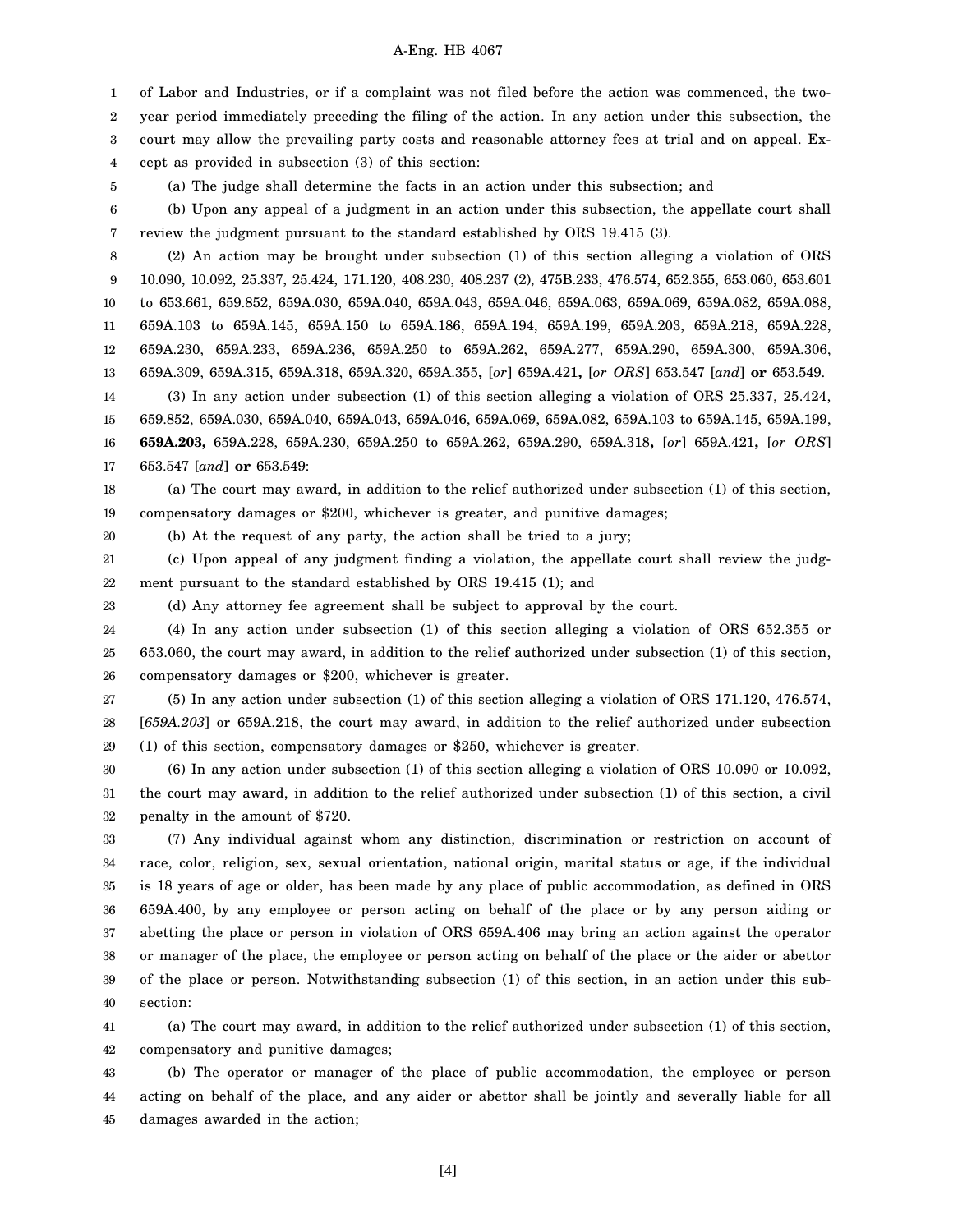of Labor and Industries, or if a complaint was not filed before the action was commenced, the two-year period immediately preceding the filing of the action. In any action under this subsection, the court may allow the prevailing party costs and reasonable attorney fees at trial and on appeal. Except as provided in subsection (3) of this section:

(a) The judge shall determine the facts in an action under this subsection; and

(b) Upon any appeal of a judgment in an action under this subsection, the appellate court shall review the judgment pursuant to the standard established by ORS 19.415 (3).

(2) An action may be brought under subsection (1) of this section alleging a violation of ORS 10.090, 10.092, 25.337, 25.424, 171.120, 408.230, 408.237 (2), 475B.233, 476.574, 652.355, 653.060, 653.601 to 653.661, 659.852, 659A.030, 659A.040, 659A.043, 659A.046, 659A.063, 659A.069, 659A.082, 659A.088, 659A.103 to 659A.145, 659A.150 to 659A.186, 659A.194, 659A.199, 659A.203, 659A.218, 659A.228, 659A.230, 659A.233, 659A.236, 659A.250 to 659A.262, 659A.277, 659A.290, 659A.300, 659A.306, 659A.309, 659A.315, 659A.318, 659A.320, 659A.355**,** [*or*] 659A.421**,** [*or ORS*] 653.547 [*and*] **or** 653.549.

(3) In any action under subsection (1) of this section alleging a violation of ORS 25.337, 25.424, 659.852, 659A.030, 659A.040, 659A.043, 659A.046, 659A.069, 659A.082, 659A.103 to 659A.145, 659A.199, **659A.203,** 659A.228, 659A.230, 659A.250 to 659A.262, 659A.290, 659A.318**,** [*or*] 659A.421**,** [*or ORS*] 653.547 [*and*] **or** 653.549:

(a) The court may award, in addition to the relief authorized under subsection (1) of this section, compensatory damages or $200, whichever is greater, and punitive damages;

(b) At the request of any party, the action shall be tried to a jury;

(c) Upon appeal of any judgment finding a violation, the appellate court shall review the judgment pursuant to the standard established by ORS 19.415 (1); and

(d) Any attorney fee agreement shall be subject to approval by the court.

(4) In any action under subsection (1) of this section alleging a violation of ORS 652.355 or 653.060, the court may award, in addition to the relief authorized under subsection (1) of this section, compensatory damages or $200, whichever is greater.

(5) In any action under subsection (1) of this section alleging a violation of ORS 171.120, 476.574, [*659A.203*] or 659A.218, the court may award, in addition to the relief authorized under subsection (1) of this section, compensatory damages or $250, whichever is greater.

(6) In any action under subsection (1) of this section alleging a violation of ORS 10.090 or 10.092, the court may award, in addition to the relief authorized under subsection (1) of this section, a civil penalty in the amount of $720.

(7) Any individual against whom any distinction, discrimination or restriction on account of race, color, religion, sex, sexual orientation, national origin, marital status or age, if the individual is 18 years of age or older, has been made by any place of public accommodation, as defined in ORS 659A.400, by any employee or person acting on behalf of the place or by any person aiding or abetting the place or person in violation of ORS 659A.406 may bring an action against the operator or manager of the place, the employee or person acting on behalf of the place or the aider or abettor of the place or person. Notwithstanding subsection (1) of this section, in an action under this subsection:

(a) The court may award, in addition to the relief authorized under subsection (1) of this section, compensatory and punitive damages;

(b) The operator or manager of the place of public accommodation, the employee or person acting on behalf of the place, and any aider or abettor shall be jointly and severally liable for all damages awarded in the action;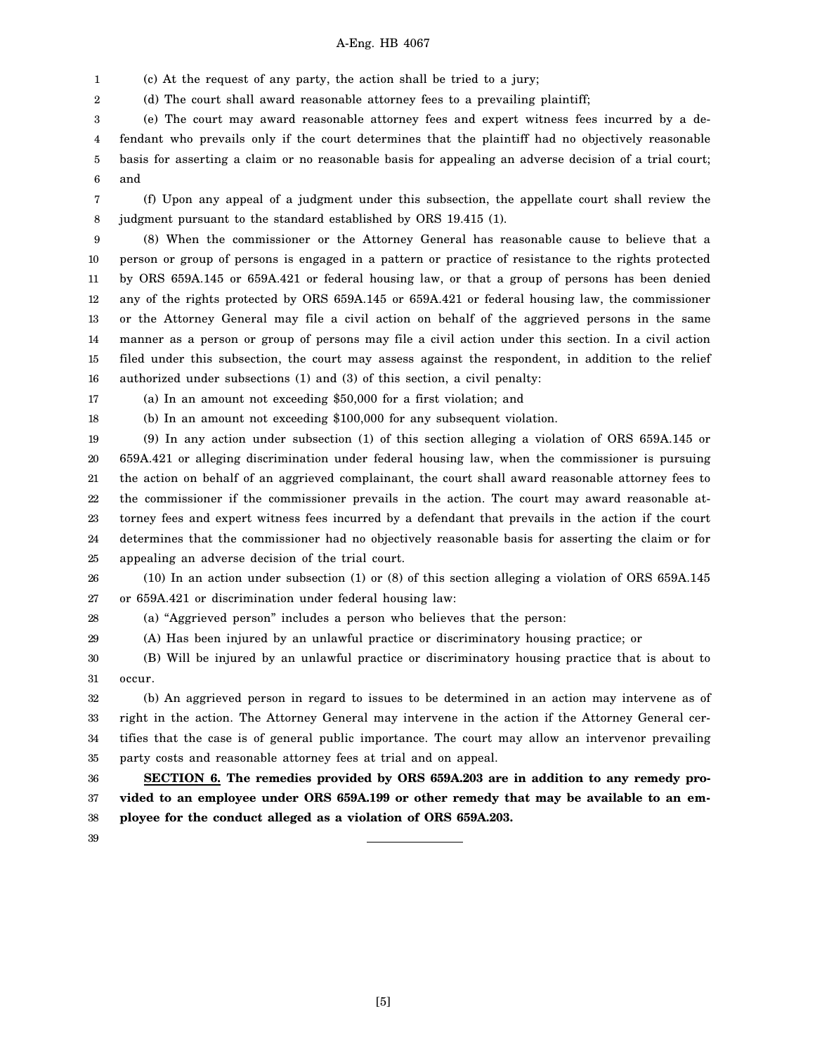(c) At the request of any party, the action shall be tried to a jury;

(d) The court shall award reasonable attorney fees to a prevailing plaintiff;

(e) The court may award reasonable attorney fees and expert witness fees incurred by a defendant who prevails only if the court determines that the plaintiff had no objectively reasonable basis for asserting a claim or no reasonable basis for appealing an adverse decision of a trial court; and

(f) Upon any appeal of a judgment under this subsection, the appellate court shall review the judgment pursuant to the standard established by ORS 19.415 (1).

(8) When the commissioner or the Attorney General has reasonable cause to believe that a person or group of persons is engaged in a pattern or practice of resistance to the rights protected by ORS 659A.145 or 659A.421 or federal housing law, or that a group of persons has been denied any of the rights protected by ORS 659A.145 or 659A.421 or federal housing law, the commissioner or the Attorney General may file a civil action on behalf of the aggrieved persons in the same manner as a person or group of persons may file a civil action under this section. In a civil action filed under this subsection, the court may assess against the respondent, in addition to the relief authorized under subsections (1) and (3) of this section, a civil penalty:

(a) In an amount not exceeding $50,000 for a first violation; and

(b) In an amount not exceeding $100,000 for any subsequent violation.

(9) In any action under subsection (1) of this section alleging a violation of ORS 659A.145 or 659A.421 or alleging discrimination under federal housing law, when the commissioner is pursuing the action on behalf of an aggrieved complainant, the court shall award reasonable attorney fees to the commissioner if the commissioner prevails in the action. The court may award reasonable attorney fees and expert witness fees incurred by a defendant that prevails in the action if the court determines that the commissioner had no objectively reasonable basis for asserting the claim or for appealing an adverse decision of the trial court.

(10) In an action under subsection (1) or (8) of this section alleging a violation of ORS 659A.145 or 659A.421 or discrimination under federal housing law:

(a) "Aggrieved person" includes a person who believes that the person:

(A) Has been injured by an unlawful practice or discriminatory housing practice; or

(B) Will be injured by an unlawful practice or discriminatory housing practice that is about to occur.

(b) An aggrieved person in regard to issues to be determined in an action may intervene as of right in the action. The Attorney General may intervene in the action if the Attorney General certifies that the case is of general public importance. The court may allow an intervenor prevailing party costs and reasonable attorney fees at trial and on appeal.

**SECTION 6. The remedies provided by ORS 659A.203 are in addition to any remedy provided to an employee under ORS 659A.199 or other remedy that may be available to an employee for the conduct alleged as a violation of ORS 659A.203.**